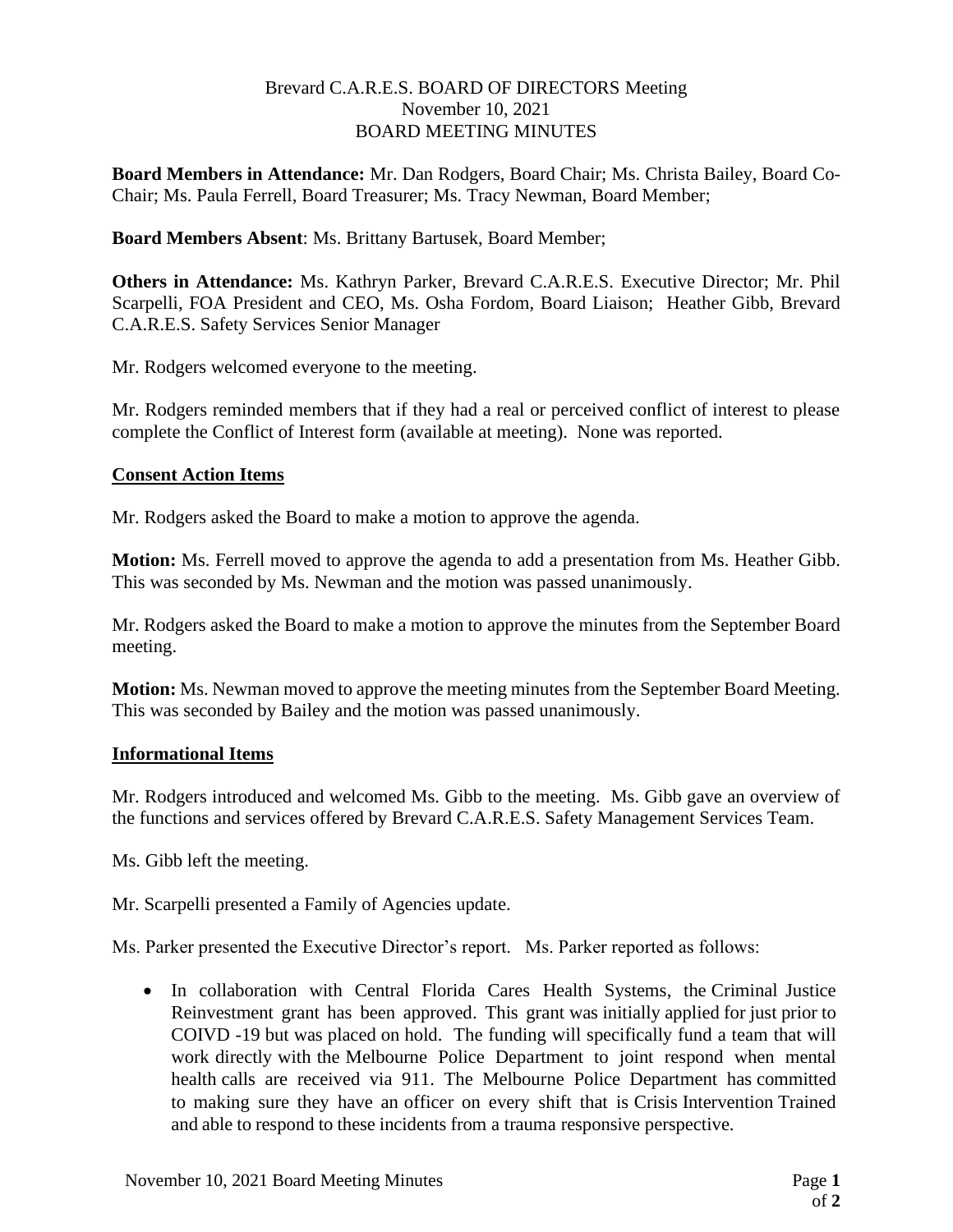Brevard C.A.R.E.S. BOARD OF DIRECTORS Meeting
November 10, 2021
BOARD MEETING MINUTES

**Board Members in Attendance:** Mr. Dan Rodgers, Board Chair; Ms. Christa Bailey, Board Co-Chair; Ms. Paula Ferrell, Board Treasurer; Ms. Tracy Newman, Board Member;

**Board Members Absent**: Ms. Brittany Bartusek, Board Member;

**Others in Attendance:** Ms. Kathryn Parker, Brevard C.A.R.E.S. Executive Director; Mr. Phil Scarpelli, FOA President and CEO, Ms. Osha Fordom, Board Liaison; Heather Gibb, Brevard C.A.R.E.S. Safety Services Senior Manager

Mr. Rodgers welcomed everyone to the meeting.

Mr. Rodgers reminded members that if they had a real or perceived conflict of interest to please complete the Conflict of Interest form (available at meeting). None was reported.

## Consent Action Items

Mr. Rodgers asked the Board to make a motion to approve the agenda.

**Motion:** Ms. Ferrell moved to approve the agenda to add a presentation from Ms. Heather Gibb. This was seconded by Ms. Newman and the motion was passed unanimously.

Mr. Rodgers asked the Board to make a motion to approve the minutes from the September Board meeting.

**Motion:** Ms. Newman moved to approve the meeting minutes from the September Board Meeting. This was seconded by Bailey and the motion was passed unanimously.

## Informational Items

Mr. Rodgers introduced and welcomed Ms. Gibb to the meeting. Ms. Gibb gave an overview of the functions and services offered by Brevard C.A.R.E.S. Safety Management Services Team.

Ms. Gibb left the meeting.

Mr. Scarpelli presented a Family of Agencies update.

Ms. Parker presented the Executive Director's report. Ms. Parker reported as follows:

- In collaboration with Central Florida Cares Health Systems, the Criminal Justice Reinvestment grant has been approved. This grant was initially applied for just prior to COIVD -19 but was placed on hold. The funding will specifically fund a team that will work directly with the Melbourne Police Department to joint respond when mental health calls are received via 911. The Melbourne Police Department has committed to making sure they have an officer on every shift that is Crisis Intervention Trained and able to respond to these incidents from a trauma responsive perspective.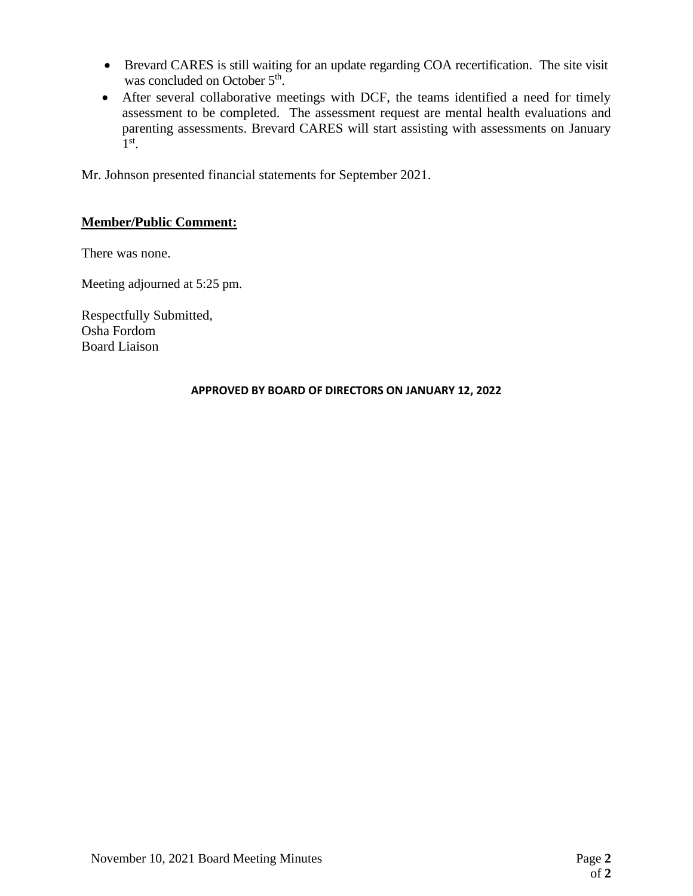- Brevard CARES is still waiting for an update regarding COA recertification. The site visit was concluded on October 5th.
- After several collaborative meetings with DCF, the teams identified a need for timely assessment to be completed. The assessment request are mental health evaluations and parenting assessments. Brevard CARES will start assisting with assessments on January 1st.

Mr. Johnson presented financial statements for September 2021.

**Member/Public Comment:**

There was none.

Meeting adjourned at 5:25 pm.

Respectfully Submitted,
Osha Fordom
Board Liaison

**APPROVED BY BOARD OF DIRECTORS ON JANUARY 12, 2022**